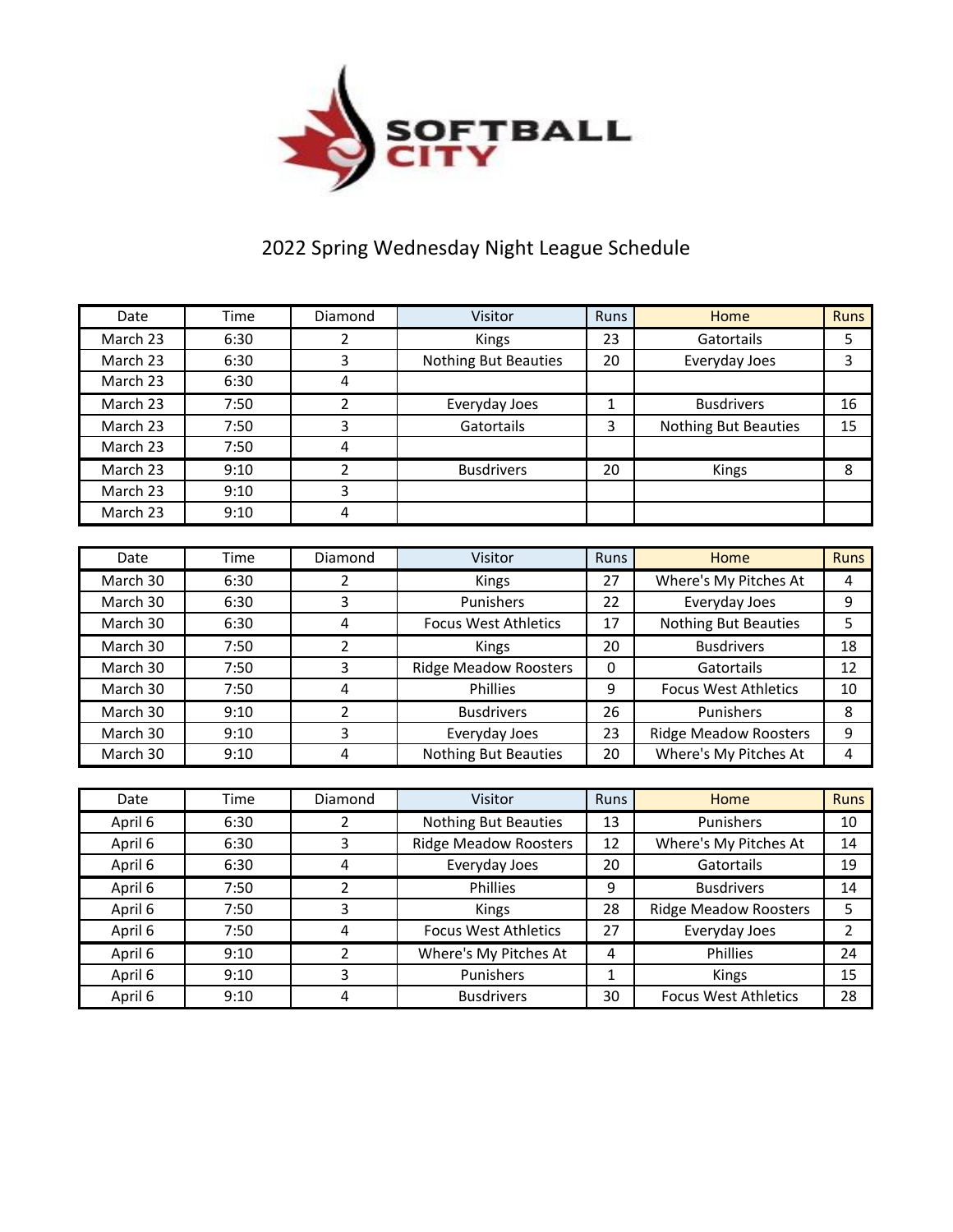SOFTBALL CITY

# 2022 Spring Wednesday Night League Schedule

| Date | Time | Diamond | Visitor | Runs | Home | Runs |
|---|---|---|---|---|---|---|
| March 23 | 6:30 | 2 | Kings | 23 | Gatortails | 5 |
| March 23 | 6:30 | 3 | Nothing But Beauties | 20 | Everyday Joes | 3 |
| March 23 | 6:30 | 4 | | | | |
| March 23 | 7:50 | 2 | Everyday Joes | 1 | Busdrivers | 16 |
| March 23 | 7:50 | 3 | Gatortails | 3 | Nothing But Beauties | 15 |
| March 23 | 7:50 | 4 | | | | |
| March 23 | 9:10 | 2 | Busdrivers | 20 | Kings | 8 |
| March 23 | 9:10 | 3 | | | | |
| March 23 | 9:10 | 4 | | | | |

| Date | Time | Diamond | Visitor | Runs | Home | Runs |
|---|---|---|---|---|---|---|
| March 30 | 6:30 | 2 | Kings | 27 | Where's My Pitches At | 4 |
| March 30 | 6:30 | 3 | Punishers | 22 | Everyday Joes | 9 |
| March 30 | 6:30 | 4 | Focus West Athletics | 17 | Nothing But Beauties | 5 |
| March 30 | 7:50 | 2 | Kings | 20 | Busdrivers | 18 |
| March 30 | 7:50 | 3 | Ridge Meadow Roosters | 0 | Gatortails | 12 |
| March 30 | 7:50 | 4 | Phillies | 9 | Focus West Athletics | 10 |
| March 30 | 9:10 | 2 | Busdrivers | 26 | Punishers | 8 |
| March 30 | 9:10 | 3 | Everyday Joes | 23 | Ridge Meadow Roosters | 9 |
| March 30 | 9:10 | 4 | Nothing But Beauties | 20 | Where's My Pitches At | 4 |

| Date | Time | Diamond | Visitor | Runs | Home | Runs |
|---|---|---|---|---|---|---|
| April 6 | 6:30 | 2 | Nothing But Beauties | 13 | Punishers | 10 |
| April 6 | 6:30 | 3 | Ridge Meadow Roosters | 12 | Where's My Pitches At | 14 |
| April 6 | 6:30 | 4 | Everyday Joes | 20 | Gatortails | 19 |
| April 6 | 7:50 | 2 | Phillies | 9 | Busdrivers | 14 |
| April 6 | 7:50 | 3 | Kings | 28 | Ridge Meadow Roosters | 5 |
| April 6 | 7:50 | 4 | Focus West Athletics | 27 | Everyday Joes | 2 |
| April 6 | 9:10 | 2 | Where's My Pitches At | 4 | Phillies | 24 |
| April 6 | 9:10 | 3 | Punishers | 1 | Kings | 15 |
| April 6 | 9:10 | 4 | Busdrivers | 30 | Focus West Athletics | 28 |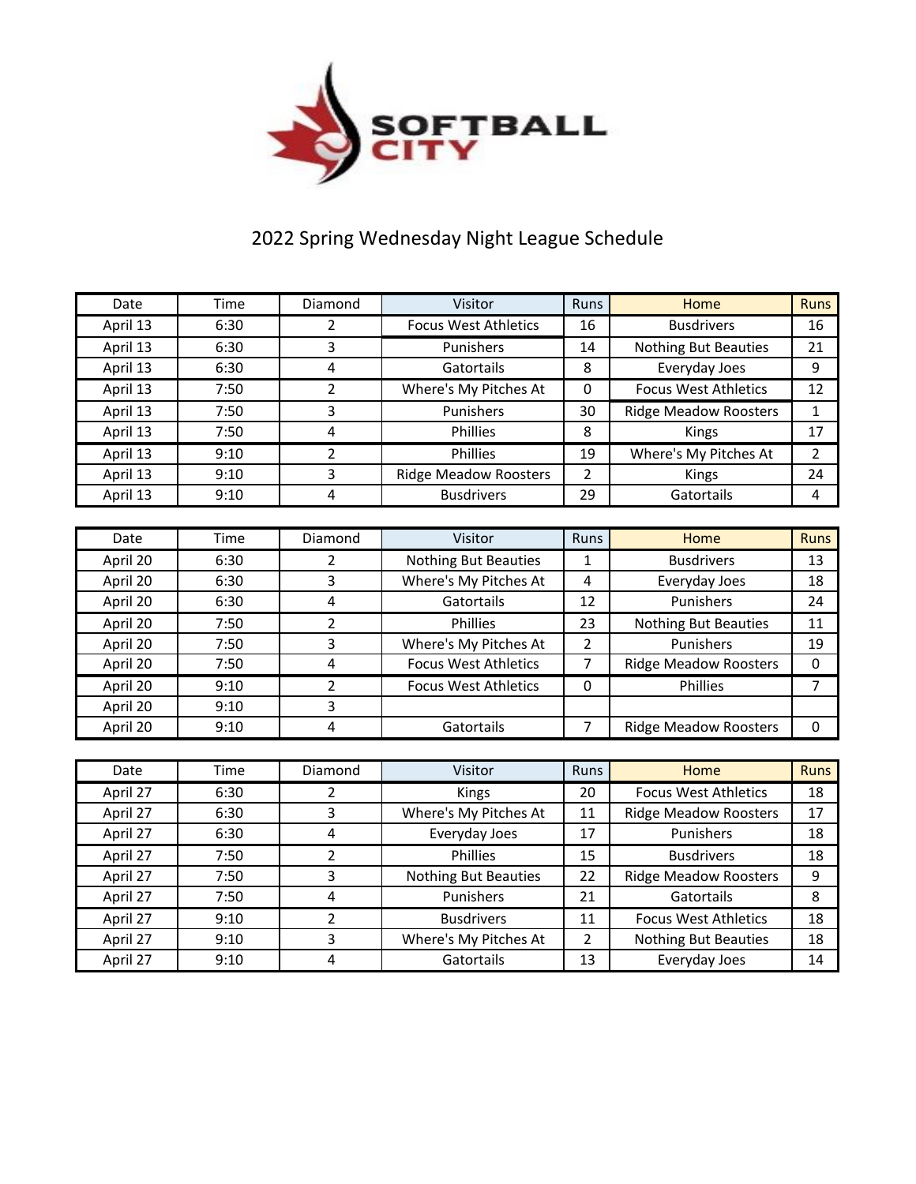SOFTBALL CITY

# 2022 Spring Wednesday Night League Schedule

| Date | Time | Diamond | Visitor | Runs | Home | Runs |
|---|---|---|---|---|---|---|
| April 13 | 6:30 | 2 | Focus West Athletics | 16 | Busdrivers | 16 |
| April 13 | 6:30 | 3 | Punishers | 14 | Nothing But Beauties | 21 |
| April 13 | 6:30 | 4 | Gatortails | 8 | Everyday Joes | 9 |
| April 13 | 7:50 | 2 | Where's My Pitches At | 0 | Focus West Athletics | 12 |
| April 13 | 7:50 | 3 | Punishers | 30 | Ridge Meadow Roosters | 1 |
| April 13 | 7:50 | 4 | Phillies | 8 | Kings | 17 |
| April 13 | 9:10 | 2 | Phillies | 19 | Where's My Pitches At | 2 |
| April 13 | 9:10 | 3 | Ridge Meadow Roosters | 2 | Kings | 24 |
| April 13 | 9:10 | 4 | Busdrivers | 29 | Gatortails | 4 |

| Date | Time | Diamond | Visitor | Runs | Home | Runs |
|---|---|---|---|---|---|---|
| April 20 | 6:30 | 2 | Nothing But Beauties | 1 | Busdrivers | 13 |
| April 20 | 6:30 | 3 | Where's My Pitches At | 4 | Everyday Joes | 18 |
| April 20 | 6:30 | 4 | Gatortails | 12 | Punishers | 24 |
| April 20 | 7:50 | 2 | Phillies | 23 | Nothing But Beauties | 11 |
| April 20 | 7:50 | 3 | Where's My Pitches At | 2 | Punishers | 19 |
| April 20 | 7:50 | 4 | Focus West Athletics | 7 | Ridge Meadow Roosters | 0 |
| April 20 | 9:10 | 2 | Focus West Athletics | 0 | Phillies | 7 |
| April 20 | 9:10 | 3 | | | | |
| April 20 | 9:10 | 4 | Gatortails | 7 | Ridge Meadow Roosters | 0 |

| Date | Time | Diamond | Visitor | Runs | Home | Runs |
|---|---|---|---|---|---|---|
| April 27 | 6:30 | 2 | Kings | 20 | Focus West Athletics | 18 |
| April 27 | 6:30 | 3 | Where's My Pitches At | 11 | Ridge Meadow Roosters | 17 |
| April 27 | 6:30 | 4 | Everyday Joes | 17 | Punishers | 18 |
| April 27 | 7:50 | 2 | Phillies | 15 | Busdrivers | 18 |
| April 27 | 7:50 | 3 | Nothing But Beauties | 22 | Ridge Meadow Roosters | 9 |
| April 27 | 7:50 | 4 | Punishers | 21 | Gatortails | 8 |
| April 27 | 9:10 | 2 | Busdrivers | 11 | Focus West Athletics | 18 |
| April 27 | 9:10 | 3 | Where's My Pitches At | 2 | Nothing But Beauties | 18 |
| April 27 | 9:10 | 4 | Gatortails | 13 | Everyday Joes | 14 |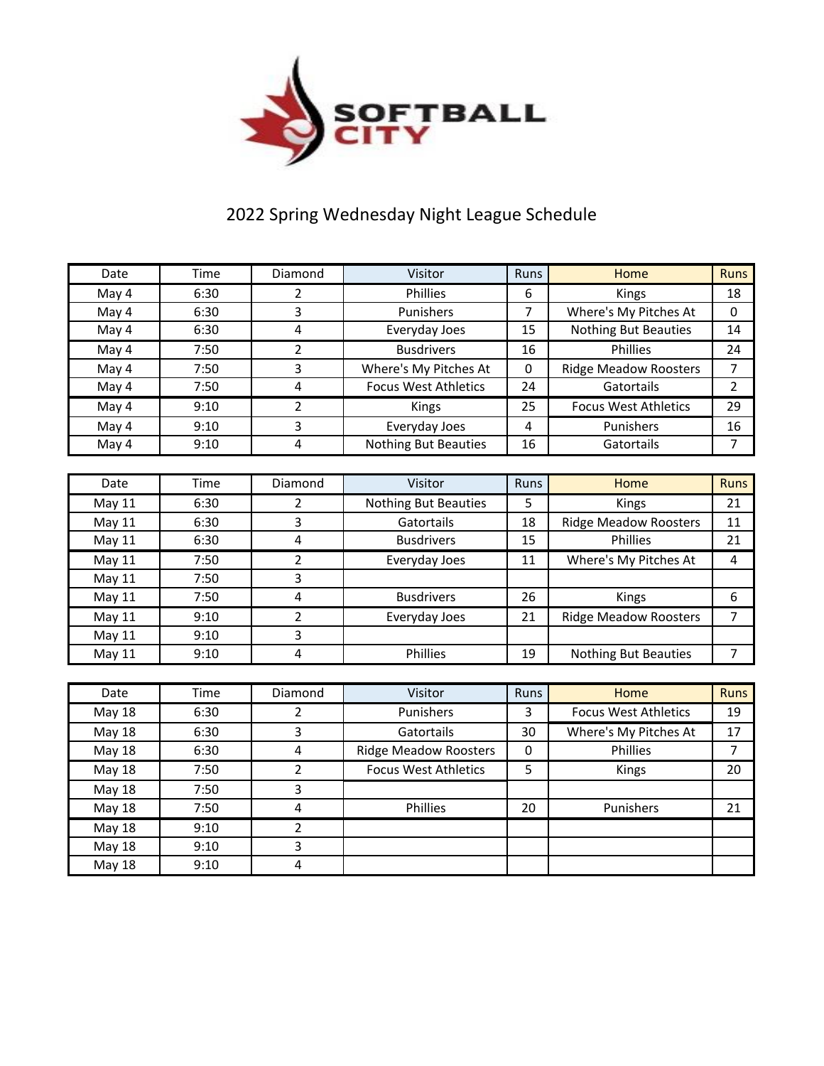# 2022 Spring Wednesday Night League Schedule

| Date | Time | Diamond | Visitor | Runs | Home | Runs |
|---|---|---|---|---|---|---|
| May 4 | 6:30 | 2 | Phillies | 6 | Kings | 18 |
| May 4 | 6:30 | 3 | Punishers | 7 | Where's My Pitches At | 0 |
| May 4 | 6:30 | 4 | Everyday Joes | 15 | Nothing But Beauties | 14 |
| May 4 | 7:50 | 2 | Busdrivers | 16 | Phillies | 24 |
| May 4 | 7:50 | 3 | Where's My Pitches At | 0 | Ridge Meadow Roosters | 7 |
| May 4 | 7:50 | 4 | Focus West Athletics | 24 | Gatortails | 2 |
| May 4 | 9:10 | 2 | Kings | 25 | Focus West Athletics | 29 |
| May 4 | 9:10 | 3 | Everyday Joes | 4 | Punishers | 16 |
| May 4 | 9:10 | 4 | Nothing But Beauties | 16 | Gatortails | 7 |

| Date | Time | Diamond | Visitor | Runs | Home | Runs |
|---|---|---|---|---|---|---|
| May 11 | 6:30 | 2 | Nothing But Beauties | 5 | Kings | 21 |
| May 11 | 6:30 | 3 | Gatortails | 18 | Ridge Meadow Roosters | 11 |
| May 11 | 6:30 | 4 | Busdrivers | 15 | Phillies | 21 |
| May 11 | 7:50 | 2 | Everyday Joes | 11 | Where's My Pitches At | 4 |
| May 11 | 7:50 | 3 | | | | |
| May 11 | 7:50 | 4 | Busdrivers | 26 | Kings | 6 |
| May 11 | 9:10 | 2 | Everyday Joes | 21 | Ridge Meadow Roosters | 7 |
| May 11 | 9:10 | 3 | | | | |
| May 11 | 9:10 | 4 | Phillies | 19 | Nothing But Beauties | 7 |

| Date | Time | Diamond | Visitor | Runs | Home | Runs |
|---|---|---|---|---|---|---|
| May 18 | 6:30 | 2 | Punishers | 3 | Focus West Athletics | 19 |
| May 18 | 6:30 | 3 | Gatortails | 30 | Where's My Pitches At | 17 |
| May 18 | 6:30 | 4 | Ridge Meadow Roosters | 0 | Phillies | 7 |
| May 18 | 7:50 | 2 | Focus West Athletics | 5 | Kings | 20 |
| May 18 | 7:50 | 3 | | | | |
| May 18 | 7:50 | 4 | Phillies | 20 | Punishers | 21 |
| May 18 | 9:10 | 2 | | | | |
| May 18 | 9:10 | 3 | | | | |
| May 18 | 9:10 | 4 | | | | |